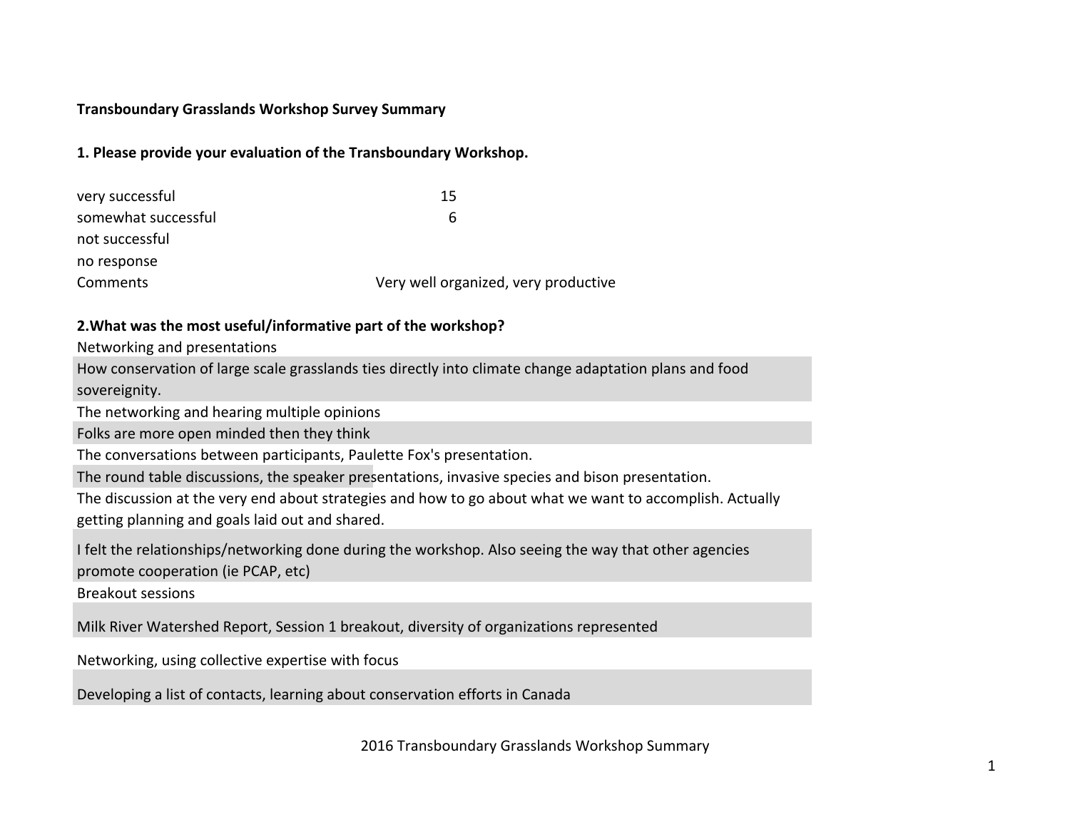**Transboundary Grasslands Workshop Survey Summary**

**1. Please provide your evaluation of the Transboundary Workshop.**

| | |
|---|---|
| very successful | 15 |
| somewhat successful | 6 |
| not successful | |
| no response | |
| Comments | Very well organized, very productive |

**2.What was the most useful/informative part of the workshop?**

Networking and presentations

How conservation of large scale grasslands ties directly into climate change adaptation plans and food sovereignity.

The networking and hearing multiple opinions

Folks are more open minded then they think

The conversations between participants, Paulette Fox's presentation.

The round table discussions, the speaker presentations, invasive species and bison presentation.

The discussion at the very end about strategies and how to go about what we want to accomplish. Actually getting planning and goals laid out and shared.

I felt the relationships/networking done during the workshop. Also seeing the way that other agencies promote cooperation (ie PCAP, etc)

Breakout sessions

Milk River Watershed Report, Session 1 breakout, diversity of organizations represented

Networking, using collective expertise with focus

Developing a list of contacts, learning about conservation efforts in Canada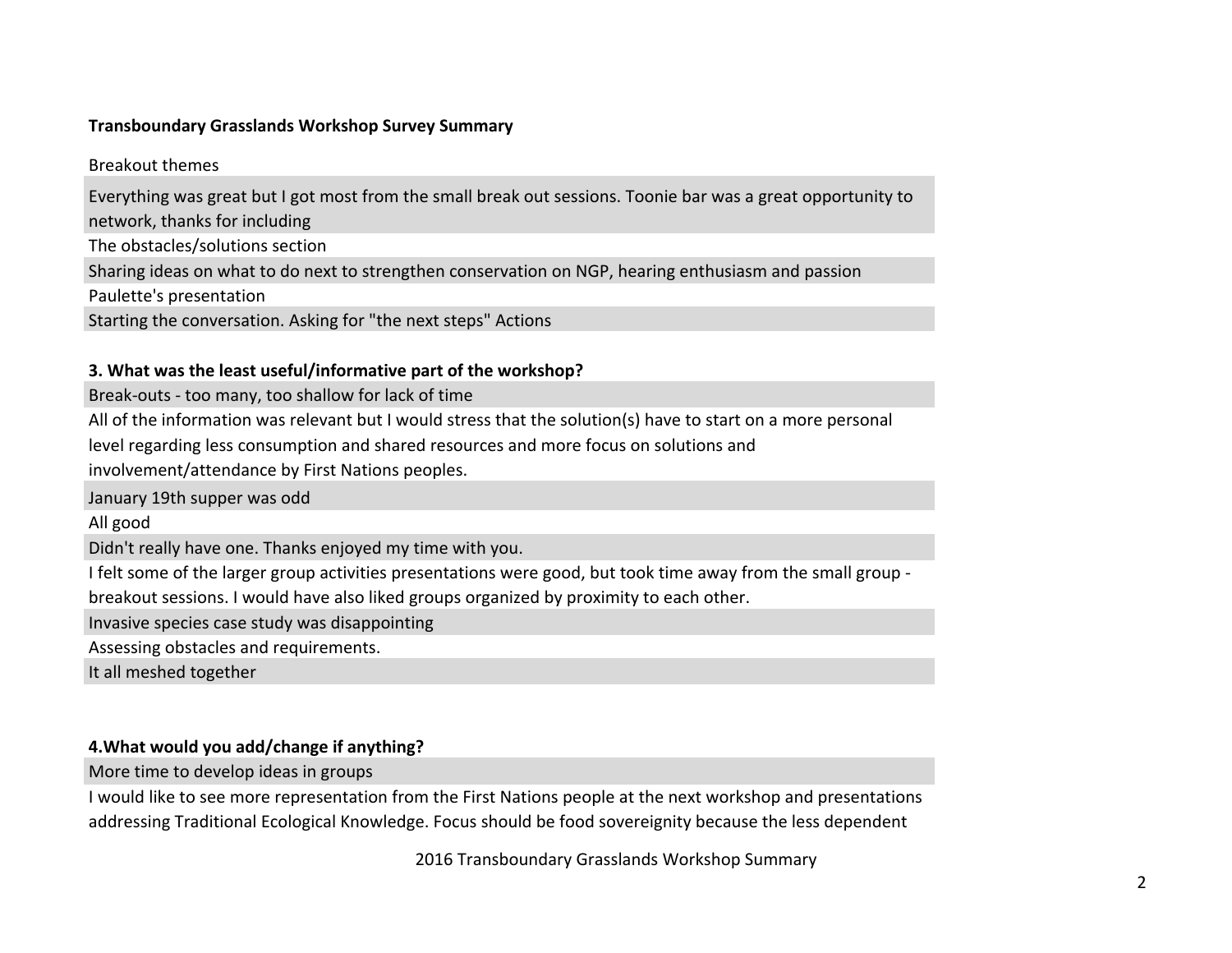**Transbounday Grasslands Workshop Survey Summary**

Breakout themes

Everything was great but I got most from the small break out sessions. Toonie bar was a great opportunity to network, thanks for including

The obstacles/solutions section

Sharing ideas on what to do next to strengthen conservation on NGP, hearing enthusiasm and passion

Paulette's presentation

Starting the conversation. Asking for "the next steps" Actions

**3. What was the least useful/informative part of the workshop?**

Break-outs - too many, too shallow for lack of time

All of the information was relevant but I would stress that the solution(s) have to start on a more personal level regarding less consumption and shared resources and more focus on solutions and involvement/attendance by First Nations peoples.

January 19th supper was odd

All good

Didn't really have one. Thanks enjoyed my time with you.

I felt some of the larger group activities presentations were good, but took time away from the small group - breakout sessions. I would have also liked groups organized by proximity to each other.

Invasive species case study was disappointing

Assessing obstacles and requirements.

It all meshed together

**4.What would you add/change if anything?**

More time to develop ideas in groups

I would like to see more representation from the First Nations people at the next workshop and presentations addressing Traditional Ecological Knowledge. Focus should be food sovereignity because the less dependent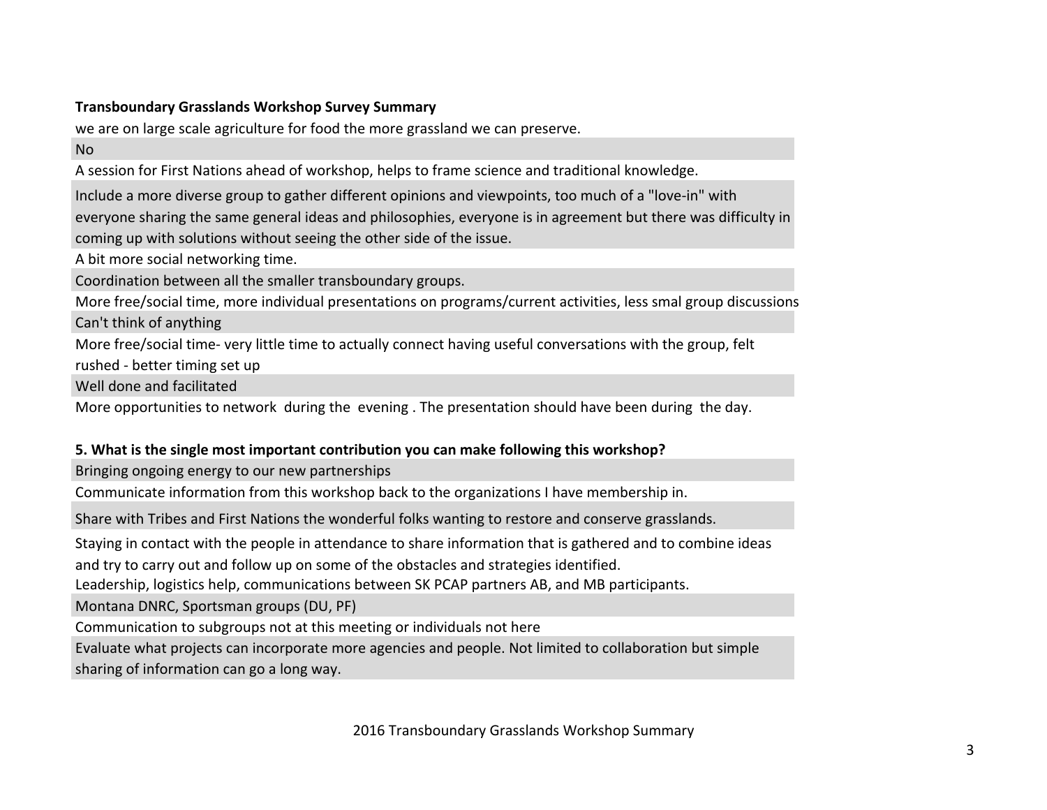**Transboundary Grasslands Workshop Survey Summary**

we are on large scale agriculture for food the more grassland we can preserve.

No

A session for First Nations ahead of workshop, helps to frame science and traditional knowledge.

Include a more diverse group to gather different opinions and viewpoints, too much of a "love-in" with everyone sharing the same general ideas and philosophies, everyone is in agreement but there was difficulty in coming up with solutions without seeing the other side of the issue.

A bit more social networking time.

Coordination between all the smaller transboundary groups.

More free/social time, more individual presentations on programs/current activities, less smal group discussions

Can't think of anything

More free/social time- very little time to actually connect having useful conversations with the group, felt rushed - better timing set up

Well done and facilitated

More opportunities to network during the evening . The presentation should have been during the day.

**5. What is the single most important contribution you can make following this workshop?**

Bringing ongoing energy to our new partnerships

Communicate information from this workshop back to the organizations I have membership in.

Share with Tribes and First Nations the wonderful folks wanting to restore and conserve grasslands.

Staying in contact with the people in attendance to share information that is gathered and to combine ideas and try to carry out and follow up on some of the obstacles and strategies identified.

Leadership, logistics help, communications between SK PCAP partners AB, and MB participants.

Montana DNRC, Sportsman groups (DU, PF)

Communication to subgroups not at this meeting or individuals not here

Evaluate what projects can incorporate more agencies and people. Not limited to collaboration but simple sharing of information can go a long way.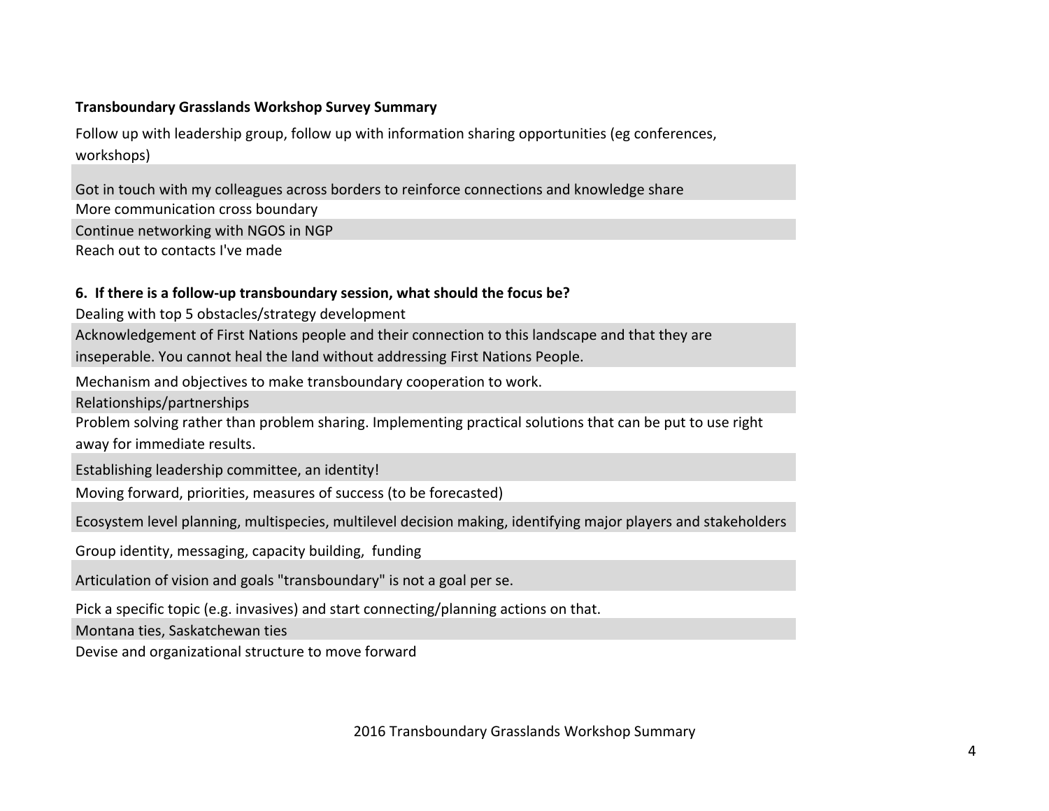**Transboundary Grasslands Workshop Survey Summary**

Follow up with leadership group, follow up with information sharing opportunities (eg conferences, workshops)

Got in touch with my colleagues across borders to reinforce connections and knowledge share

More communication cross boundary

Continue networking with NGOS in NGP

Reach out to contacts I've made

**6. If there is a follow-up transboundary session, what should the focus be?**

Dealing with top 5 obstacles/strategy development

Acknowledgement of First Nations people and their connection to this landscape and that they are inseperable. You cannot heal the land without addressing First Nations People.

Mechanism and objectives to make transboundary cooperation to work.

Relationships/partnerships

Problem solving rather than problem sharing. Implementing practical solutions that can be put to use right away for immediate results.

Establishing leadership committee, an identity!

Moving forward, priorities, measures of success (to be forecasted)

Ecosystem level planning, multispecies, multilevel decision making, identifying major players and stakeholders

Group identity, messaging, capacity building, funding

Articulation of vision and goals "transboundary" is not a goal per se.

Pick a specific topic (e.g. invasives) and start connecting/planning actions on that.

Montana ties, Saskatchewan ties

Devise and organizational structure to move forward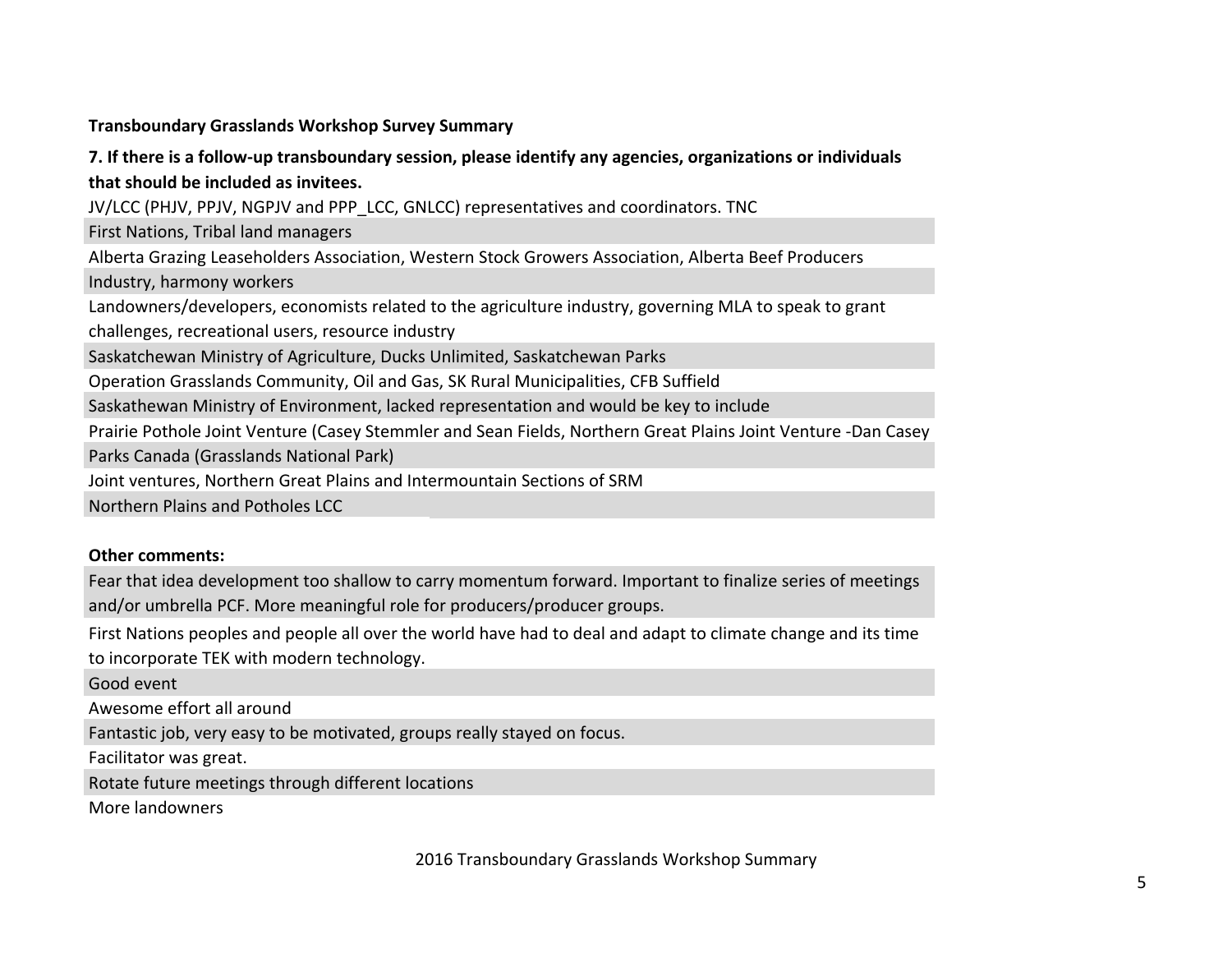**Transboundary Grasslands Workshop Survey Summary**

**7. If there is a follow-up transboundary session, please identify any agencies, organizations or individuals that should be included as invitees.**

JV/LCC (PHJV, PPJV, NGPJV and PPP_LCC, GNLCC) representatives and coordinators. TNC

First Nations, Tribal land managers

Alberta Grazing Leaseholders Association, Western Stock Growers Association, Alberta Beef Producers

Industry, harmony workers

Landowners/developers, economists related to the agriculture industry, governing MLA to speak to grant challenges, recreational users, resource industry

Saskatchewan Ministry of Agriculture, Ducks Unlimited, Saskatchewan Parks

Operation Grasslands Community, Oil and Gas, SK Rural Municipalities, CFB Suffield

Saskathewan Ministry of Environment, lacked representation and would be key to include

Prairie Pothole Joint Venture (Casey Stemmler and Sean Fields, Northern Great Plains Joint Venture -Dan Casey

Parks Canada (Grasslands National Park)

Joint ventures, Northern Great Plains and Intermountain Sections of SRM

Northern Plains and Potholes LCC

**Other comments:**

Fear that idea development too shallow to carry momentum forward. Important to finalize series of meetings and/or umbrella PCF. More meaningful role for producers/producer groups.

First Nations peoples and people all over the world have had to deal and adapt to climate change and its time to incorporate TEK with modern technology.

Good event

Awesome effort all around

Fantastic job, very easy to be motivated, groups really stayed on focus.

Facilitator was great.

Rotate future meetings through different locations

More landowners